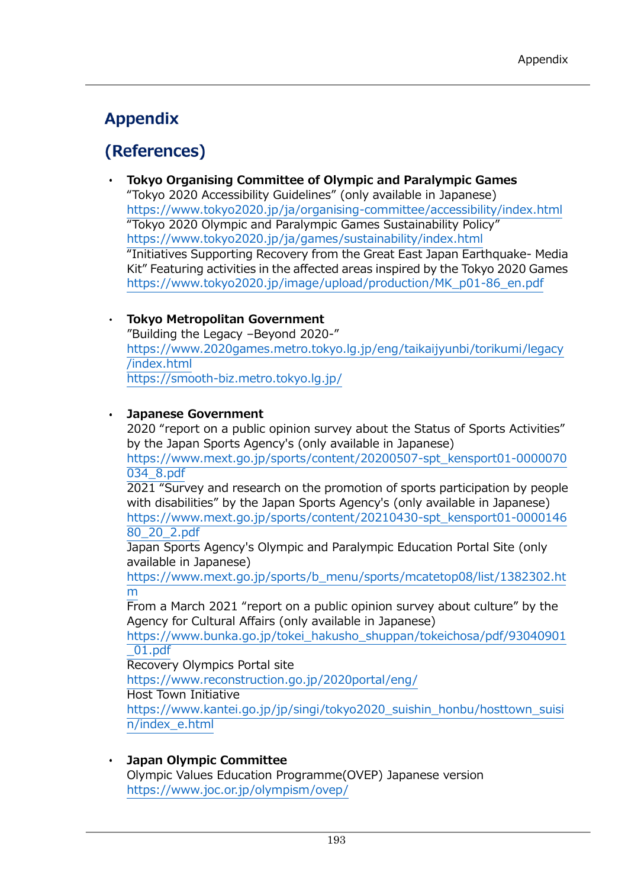# Appendix

## (References)

- **Tokyo Organising Committee of Olympic and Paralympic Games**
  "Tokyo 2020 Accessibility Guidelines" (only available in Japanese)
  https://www.tokyo2020.jp/ja/organising-committee/accessibility/index.html
  "Tokyo 2020 Olympic and Paralympic Games Sustainability Policy"
  https://www.tokyo2020.jp/ja/games/sustainability/index.html
  "Initiatives Supporting Recovery from the Great East Japan Earthquake- Media Kit" Featuring activities in the affected areas inspired by the Tokyo 2020 Games
  https://www.tokyo2020.jp/image/upload/production/MK_p01-86_en.pdf

- **Tokyo Metropolitan Government**
  "Building the Legacy –Beyond 2020-"
  https://www.2020games.metro.tokyo.lg.jp/eng/taikaijyunbi/torikumi/legacy/index.html
  https://smooth-biz.metro.tokyo.lg.jp/

- **Japanese Government**
  2020 "report on a public opinion survey about the Status of Sports Activities" by the Japan Sports Agency's (only available in Japanese)
  https://www.mext.go.jp/sports/content/20200507-spt_kensport01-0000070034_8.pdf
  2021 "Survey and research on the promotion of sports participation by people with disabilities" by the Japan Sports Agency's (only available in Japanese)
  https://www.mext.go.jp/sports/content/20210430-spt_kensport01-000014680_20_2.pdf
  Japan Sports Agency's Olympic and Paralympic Education Portal Site (only available in Japanese)
  https://www.mext.go.jp/sports/b_menu/sports/mcatetop08/list/1382302.htm
  From a March 2021 "report on a public opinion survey about culture" by the Agency for Cultural Affairs (only available in Japanese)
  https://www.bunka.go.jp/tokei_hakusho_shuppan/tokeichosa/pdf/93040901_01.pdf
  Recovery Olympics Portal site
  https://www.reconstruction.go.jp/2020portal/eng/
  Host Town Initiative
  https://www.kantei.go.jp/jp/singi/tokyo2020_suishin_honbu/hosttown_suisin/index_e.html

- **Japan Olympic Committee**
  Olympic Values Education Programme(OVEP) Japanese version
  https://www.joc.or.jp/olympism/ovep/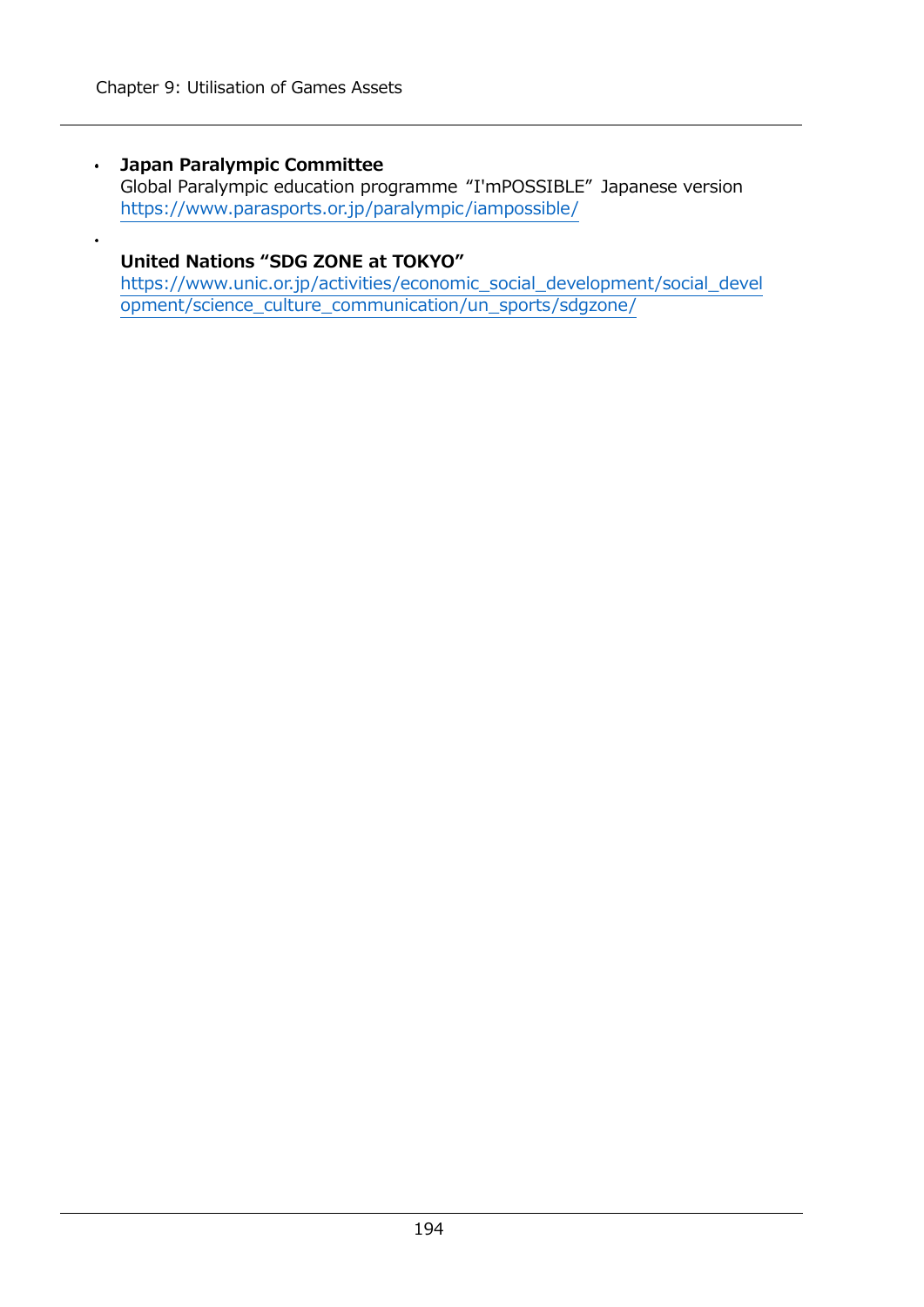- **Japan Paralympic Committee**
  Global Paralympic education programme “I'mPOSSIBLE” Japanese version
  https://www.parasports.or.jp/paralympic/iampossible/

- **United Nations “SDG ZONE at TOKYO”**
  https://www.unic.or.jp/activities/economic_social_development/social_development/science_culture_communication/un_sports/sdgzone/